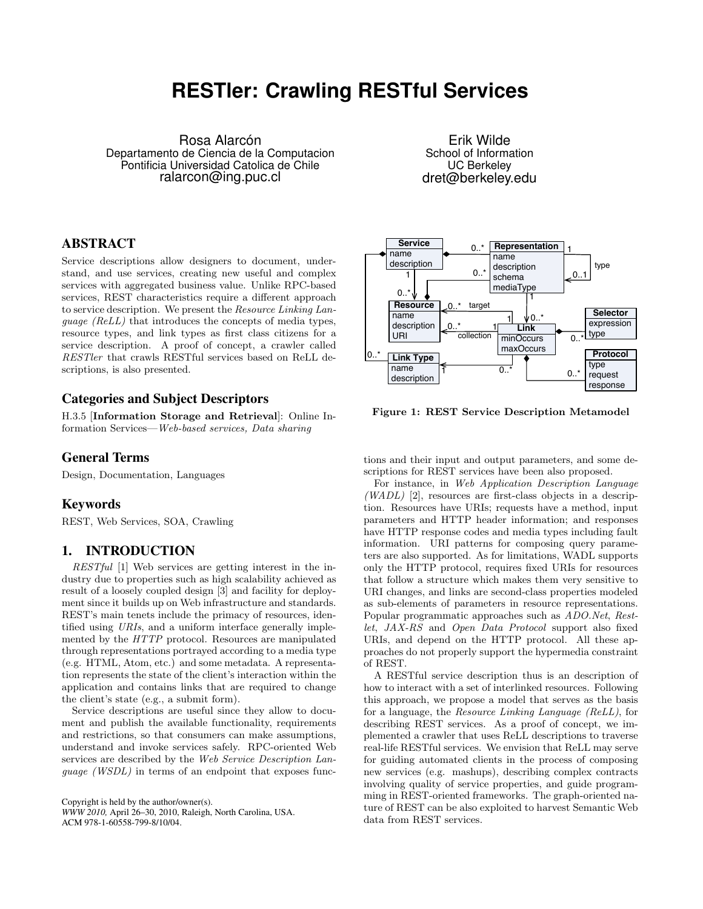# RESTler: Crawling RESTful Services

Rosa Alarcón
Departamento de Ciencia de la Computacion
Pontificia Universidad Catolica de Chile
ralarcon@ing.puc.cl

Erik Wilde
School of Information
UC Berkeley
dret@berkeley.edu

## ABSTRACT

Service descriptions allow designers to document, understand, and use services, creating new useful and complex services with aggregated business value. Unlike RPC-based services, REST characteristics require a different approach to service description. We present the *Resource Linking Language (ReLL)* that introduces the concepts of media types, resource types, and link types as first class citizens for a service description. A proof of concept, a crawler called *RESTler* that crawls RESTful services based on ReLL descriptions, is also presented.

## Categories and Subject Descriptors

H.3.5 [**Information Storage and Retrieval**]: Online Information Services—*Web-based services, Data sharing*

## General Terms

Design, Documentation, Languages

## Keywords

REST, Web Services, SOA, Crawling

## 1. INTRODUCTION

*RESTful* [1] Web services are getting interest in the industry due to properties such as high scalability achieved as result of a loosely coupled design [3] and facility for deployment since it builds up on Web infrastructure and standards. REST's main tenets include the primacy of resources, identified using *URIs*, and a uniform interface generally implemented by the *HTTP* protocol. Resources are manipulated through representations portrayed according to a media type (e.g. HTML, Atom, etc.) and some metadata. A representation represents the state of the client's interaction within the application and contains links that are required to change the client's state (e.g., a submit form).

Service descriptions are useful since they allow to document and publish the available functionality, requirements and restrictions, so that consumers can make assumptions, understand and invoke services safely. RPC-oriented Web services are described by the *Web Service Description Language (WSDL)* in terms of an endpoint that exposes functions and their input and output parameters, and some descriptions for REST services have been also proposed.

For instance, in *Web Application Description Language (WADL)* [2], resources are first-class objects in a description. Resources have URIs; requests have a method, input parameters and HTTP header information; and responses have HTTP response codes and media types including fault information. URI patterns for composing query parameters are also supported. As for limitations, WADL supports only the HTTP protocol, requires fixed URIs for resources that follow a structure which makes them very sensitive to URI changes, and links are second-class properties modeled as sub-elements of parameters in resource representations. Popular programmatic approaches such as *ADO.Net*, *Restlet*, *JAX-RS* and *Open Data Protocol* support also fixed URIs, and depend on the HTTP protocol. All these approaches do not properly support the hypermedia constraint of REST.

A RESTful service description thus is an description of how to interact with a set of interlinked resources. Following this approach, we propose a model that serves as the basis for a language, the *Resource Linking Language (ReLL)*, for describing REST services. As a proof of concept, we implemented a crawler that uses ReLL descriptions to traverse real-life RESTful services. We envision that ReLL may serve for guiding automated clients in the process of composing new services (e.g. mashups), describing complex contracts involving quality of service properties, and guide programming in REST-oriented frameworks. The graph-oriented nature of REST can be also exploited to harvest Semantic Web data from REST services.

**Figure 1: REST Service Description Metamodel**

Copyright is held by the author/owner(s).
*WWW 2010,* April 26–30, 2010, Raleigh, North Carolina, USA.
ACM 978-1-60558-799-8/10/04.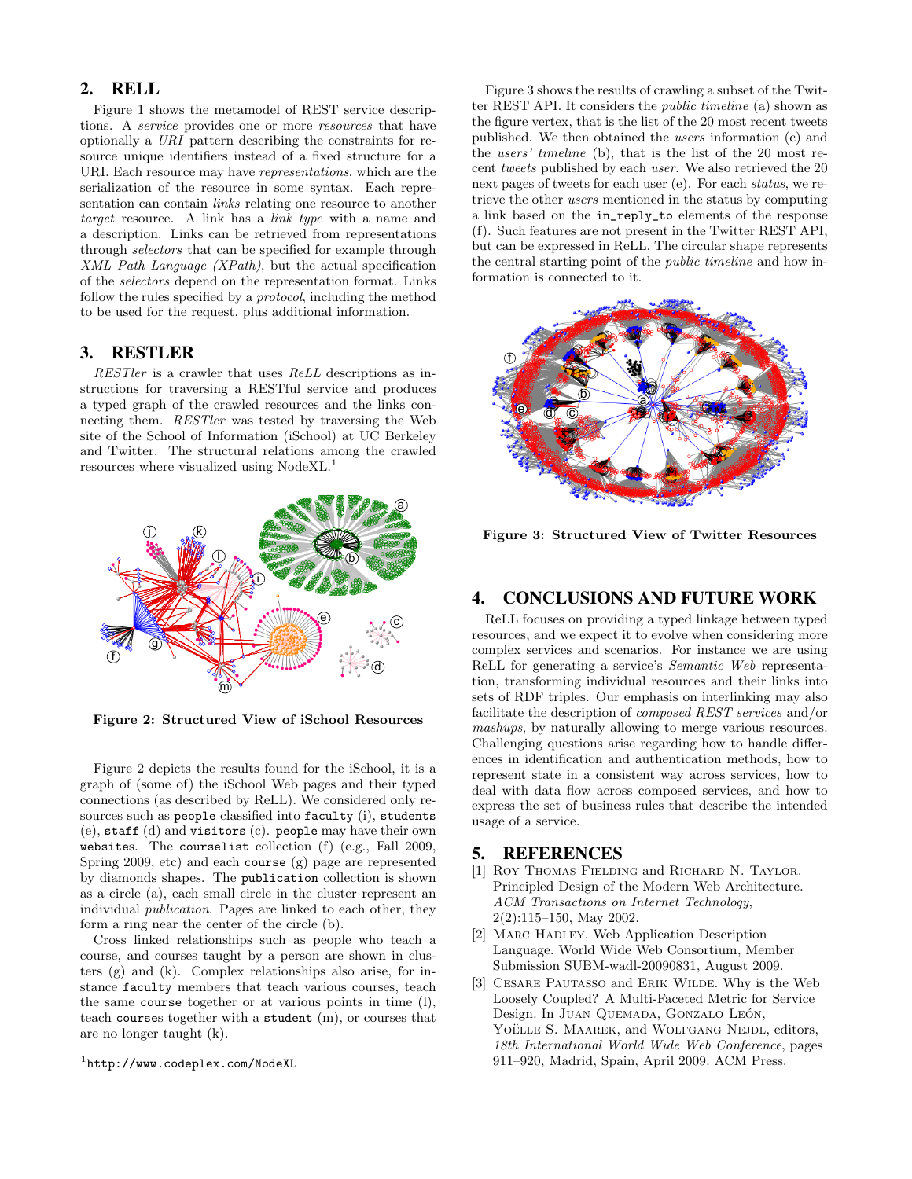## 2. RELL

Figure 1 shows the metamodel of REST service descriptions. A *service* provides one or more *resources* that have optionally a *URI* pattern describing the constraints for resource unique identifiers instead of a fixed structure for a URI. Each resource may have *representations*, which are the serialization of the resource in some syntax. Each representation can contain *links* relating one resource to another *target* resource. A link has a *link type* with a name and a description. Links can be retrieved from representations through *selectors* that can be specified for example through *XML Path Language (XPath)*, but the actual specification of the *selectors* depend on the representation format. Links follow the rules specified by a *protocol*, including the method to be used for the request, plus additional information.

## 3. RESTLER

*RESTler* is a crawler that uses *ReLL* descriptions as instructions for traversing a RESTful service and produces a typed graph of the crawled resources and the links connecting them. *RESTler* was tested by traversing the Web site of the School of Information (iSchool) at UC Berkeley and Twitter. The structural relations among the crawled resources where visualized using NodeXL.[1]

a
b
c
d
e
f
g
i
j
k
l
m

**Figure 2: Structured View of iSchool Resources**

Figure 2 depicts the results found for the iSchool, it is a graph of (some of) the iSchool Web pages and their typed connections (as described by ReLL). We considered only resources such as `people` classified into `faculty` (i), `students` (e), `staff` (d) and `visitors` (c). `people` may have their own `website`s. The `courselist` collection (f) (e.g., Fall 2009, Spring 2009, etc) and each `course` (g) page are represented by diamonds shapes. The `publication` collection is shown as a circle (a), each small circle in the cluster represent an individual *publication*. Pages are linked to each other, they form a ring near the center of the circle (b).

Cross linked relationships such as people who teach a course, and courses taught by a person are shown in clusters (g) and (k). Complex relationships also arise, for instance `faculty` members that teach various courses, teach the same `course` together or at various points in time (l), teach `course`s together with a `student` (m), or courses that are no longer taught (k).

[1] `http://www.codeplex.com/NodeXL`

Figure 3 shows the results of crawling a subset of the Twitter REST API. It considers the *public timeline* (a) shown as the figure vertex, that is the list of the 20 most recent tweets published. We then obtained the *users* information (c) and the *users' timeline* (b), that is the list of the 20 most recent *tweets* published by each *user*. We also retrieved the 20 next pages of tweets for each user (e). For each *status*, we retrieve the other *users* mentioned in the status by computing a link based on the `in_reply_to` elements of the response (f). Such features are not present in the Twitter REST API, but can be expressed in ReLL. The circular shape represents the central starting point of the *public timeline* and how information is connected to it.

a
b
c
d
e
f

**Figure 3: Structured View of Twitter Resources**

## 4. CONCLUSIONS AND FUTURE WORK

ReLL focuses on providing a typed linkage between typed resources, and we expect it to evolve when considering more complex services and scenarios. For instance we are using ReLL for generating a service's *Semantic Web* representation, transforming individual resources and their links into sets of RDF triples. Our emphasis on interlinking may also facilitate the description of *composed REST services* and/or *mashups*, by naturally allowing to merge various resources. Challenging questions arise regarding how to handle differences in identification and authentication methods, how to represent state in a consistent way across services, how to deal with data flow across composed services, and how to express the set of business rules that describe the intended usage of a service.

## 5. REFERENCES

[1] Roy Thomas Fielding and Richard N. Taylor. Principled Design of the Modern Web Architecture. *ACM Transactions on Internet Technology*, 2(2):115–150, May 2002.

[2] Marc Hadley. Web Application Description Language. World Wide Web Consortium, Member Submission SUBM-wadl-20090831, August 2009.

[3] Cesare Pautasso and Erik Wilde. Why is the Web Loosely Coupled? A Multi-Faceted Metric for Service Design. In Juan Quemada, Gonzalo León, Yoëlle S. Maarek, and Wolfgang Nejdl, editors, *18th International World Wide Web Conference*, pages 911–920, Madrid, Spain, April 2009. ACM Press.